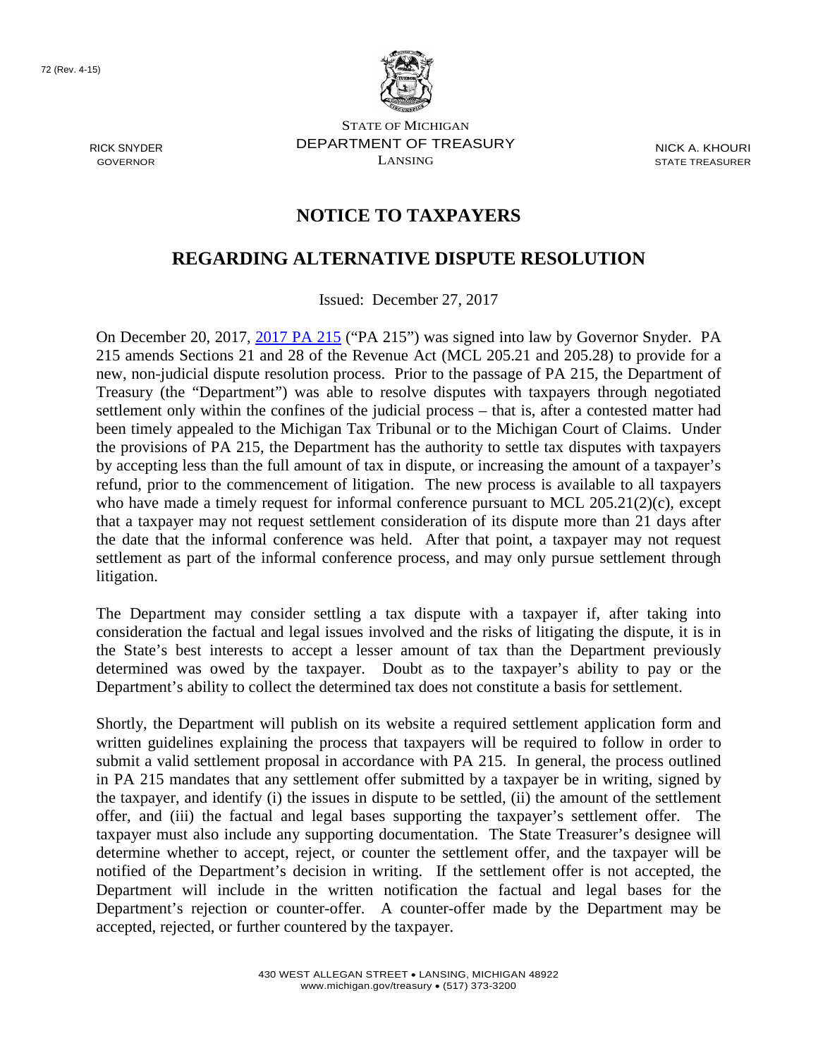72 (Rev. 4-15)

RICK SNYDER
GOVERNOR

STATE OF MICHIGAN
DEPARTMENT OF TREASURY
LANSING

NICK A. KHOURI
STATE TREASURER

# NOTICE TO TAXPAYERS

## REGARDING ALTERNATIVE DISPUTE RESOLUTION

Issued: December 27, 2017

On December 20, 2017, [2017 PA 215](2017 PA 215) ("PA 215") was signed into law by Governor Snyder. PA 215 amends Sections 21 and 28 of the Revenue Act (MCL 205.21 and 205.28) to provide for a new, non-judicial dispute resolution process. Prior to the passage of PA 215, the Department of Treasury (the "Department") was able to resolve disputes with taxpayers through negotiated settlement only within the confines of the judicial process – that is, after a contested matter had been timely appealed to the Michigan Tax Tribunal or to the Michigan Court of Claims. Under the provisions of PA 215, the Department has the authority to settle tax disputes with taxpayers by accepting less than the full amount of tax in dispute, or increasing the amount of a taxpayer's refund, prior to the commencement of litigation. The new process is available to all taxpayers who have made a timely request for informal conference pursuant to MCL 205.21(2)(c), except that a taxpayer may not request settlement consideration of its dispute more than 21 days after the date that the informal conference was held. After that point, a taxpayer may not request settlement as part of the informal conference process, and may only pursue settlement through litigation.

The Department may consider settling a tax dispute with a taxpayer if, after taking into consideration the factual and legal issues involved and the risks of litigating the dispute, it is in the State's best interests to accept a lesser amount of tax than the Department previously determined was owed by the taxpayer. Doubt as to the taxpayer's ability to pay or the Department's ability to collect the determined tax does not constitute a basis for settlement.

Shortly, the Department will publish on its website a required settlement application form and written guidelines explaining the process that taxpayers will be required to follow in order to submit a valid settlement proposal in accordance with PA 215. In general, the process outlined in PA 215 mandates that any settlement offer submitted by a taxpayer be in writing, signed by the taxpayer, and identify (i) the issues in dispute to be settled, (ii) the amount of the settlement offer, and (iii) the factual and legal bases supporting the taxpayer's settlement offer. The taxpayer must also include any supporting documentation. The State Treasurer's designee will determine whether to accept, reject, or counter the settlement offer, and the taxpayer will be notified of the Department's decision in writing. If the settlement offer is not accepted, the Department will include in the written notification the factual and legal bases for the Department's rejection or counter-offer. A counter-offer made by the Department may be accepted, rejected, or further countered by the taxpayer.

430 WEST ALLEGAN STREET • LANSING, MICHIGAN 48922
www.michigan.gov/treasury • (517) 373-3200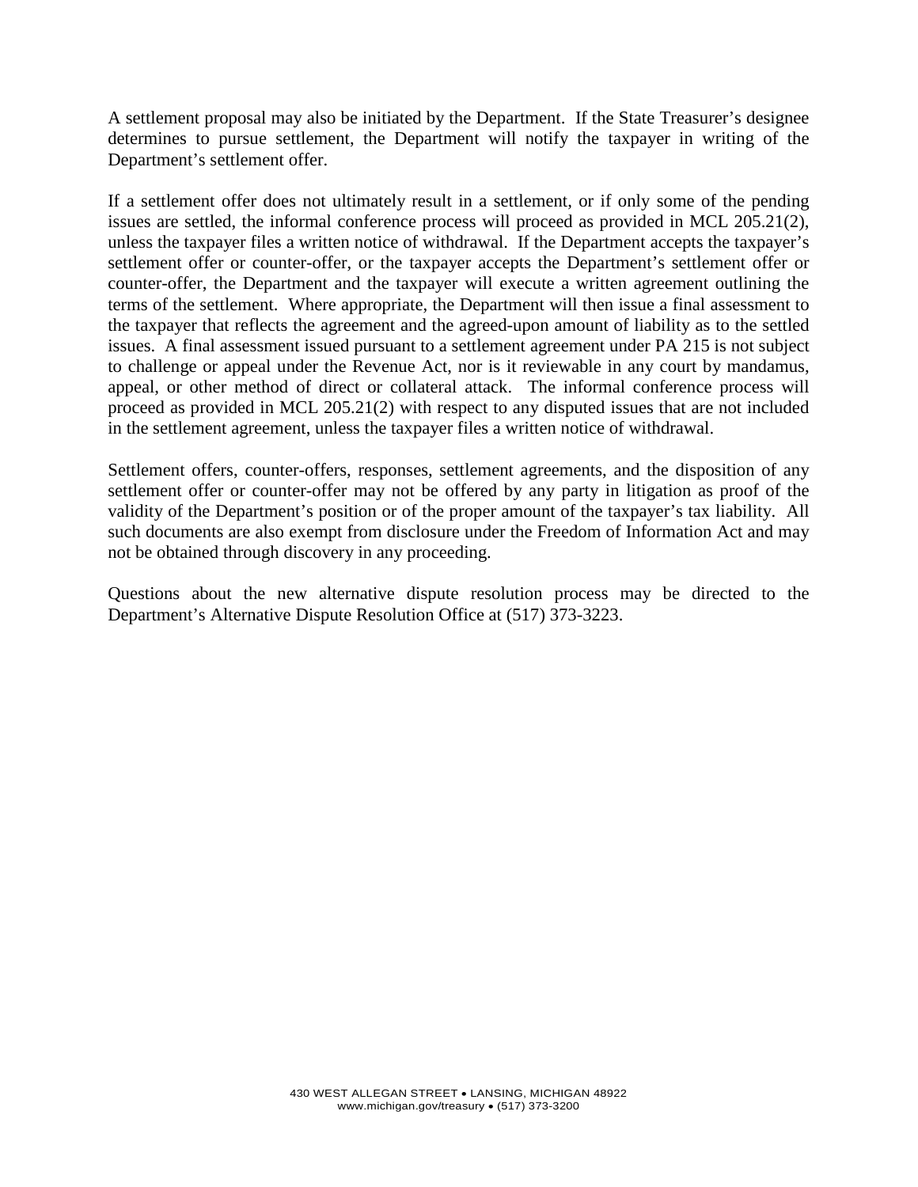A settlement proposal may also be initiated by the Department. If the State Treasurer's designee determines to pursue settlement, the Department will notify the taxpayer in writing of the Department's settlement offer.

If a settlement offer does not ultimately result in a settlement, or if only some of the pending issues are settled, the informal conference process will proceed as provided in MCL 205.21(2), unless the taxpayer files a written notice of withdrawal. If the Department accepts the taxpayer's settlement offer or counter-offer, or the taxpayer accepts the Department's settlement offer or counter-offer, the Department and the taxpayer will execute a written agreement outlining the terms of the settlement. Where appropriate, the Department will then issue a final assessment to the taxpayer that reflects the agreement and the agreed-upon amount of liability as to the settled issues. A final assessment issued pursuant to a settlement agreement under PA 215 is not subject to challenge or appeal under the Revenue Act, nor is it reviewable in any court by mandamus, appeal, or other method of direct or collateral attack. The informal conference process will proceed as provided in MCL 205.21(2) with respect to any disputed issues that are not included in the settlement agreement, unless the taxpayer files a written notice of withdrawal.

Settlement offers, counter-offers, responses, settlement agreements, and the disposition of any settlement offer or counter-offer may not be offered by any party in litigation as proof of the validity of the Department's position or of the proper amount of the taxpayer's tax liability. All such documents are also exempt from disclosure under the Freedom of Information Act and may not be obtained through discovery in any proceeding.

Questions about the new alternative dispute resolution process may be directed to the Department's Alternative Dispute Resolution Office at (517) 373-3223.

430 WEST ALLEGAN STREET • LANSING, MICHIGAN 48922
www.michigan.gov/treasury • (517) 373-3200